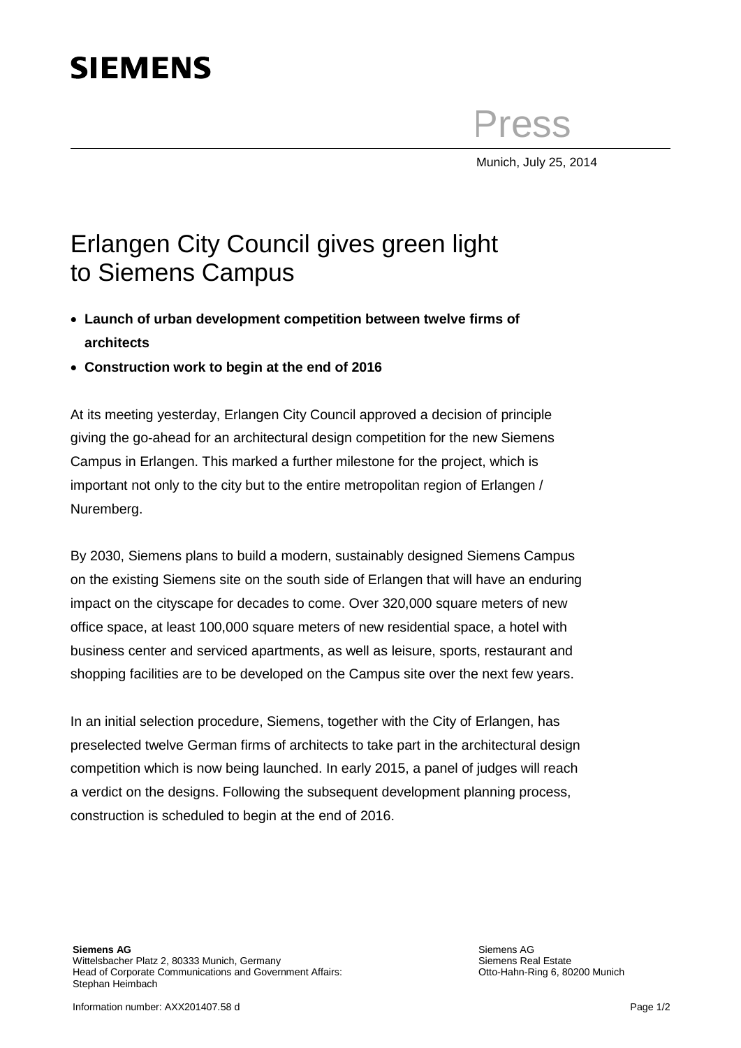SIEMENS

Press

Munich, July 25, 2014

# Erlangen City Council gives green light to Siemens Campus

- **Launch of urban development competition between twelve firms of architects**
- **Construction work to begin at the end of 2016**

At its meeting yesterday, Erlangen City Council approved a decision of principle giving the go-ahead for an architectural design competition for the new Siemens Campus in Erlangen. This marked a further milestone for the project, which is important not only to the city but to the entire metropolitan region of Erlangen / Nuremberg.

By 2030, Siemens plans to build a modern, sustainably designed Siemens Campus on the existing Siemens site on the south side of Erlangen that will have an enduring impact on the cityscape for decades to come. Over 320,000 square meters of new office space, at least 100,000 square meters of new residential space, a hotel with business center and serviced apartments, as well as leisure, sports, restaurant and shopping facilities are to be developed on the Campus site over the next few years.

In an initial selection procedure, Siemens, together with the City of Erlangen, has preselected twelve German firms of architects to take part in the architectural design competition which is now being launched. In early 2015, a panel of judges will reach a verdict on the designs. Following the subsequent development planning process, construction is scheduled to begin at the end of 2016.

**Siemens AG**
Wittelsbacher Platz 2, 80333 Munich, Germany
Head of Corporate Communications and Government Affairs:
Stephan Heimbach

Siemens AG
Siemens Real Estate
Otto-Hahn-Ring 6, 80200 Munich

Information number: AXX201407.58 d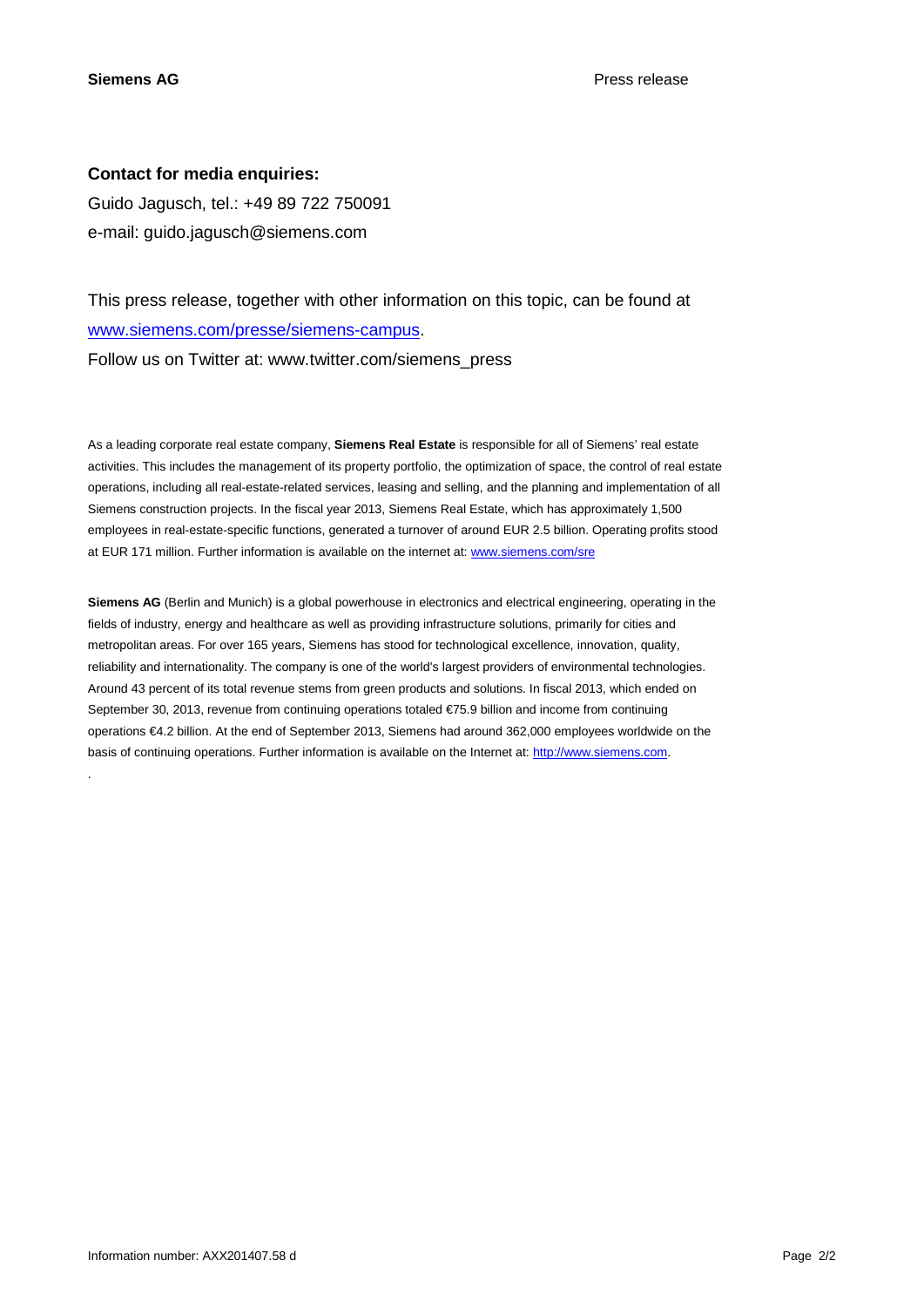**Contact for media enquiries:**

Guido Jagusch, tel.: +49 89 722 750091
e-mail: guido.jagusch@siemens.com

This press release, together with other information on this topic, can be found at www.siemens.com/presse/siemens-campus.
Follow us on Twitter at: www.twitter.com/siemens_press

As a leading corporate real estate company, **Siemens Real Estate** is responsible for all of Siemens' real estate activities. This includes the management of its property portfolio, the optimization of space, the control of real estate operations, including all real-estate-related services, leasing and selling, and the planning and implementation of all Siemens construction projects. In the fiscal year 2013, Siemens Real Estate, which has approximately 1,500 employees in real-estate-specific functions, generated a turnover of around EUR 2.5 billion. Operating profits stood at EUR 171 million. Further information is available on the internet at: www.siemens.com/sre

**Siemens AG** (Berlin and Munich) is a global powerhouse in electronics and electrical engineering, operating in the fields of industry, energy and healthcare as well as providing infrastructure solutions, primarily for cities and metropolitan areas. For over 165 years, Siemens has stood for technological excellence, innovation, quality, reliability and internationality. The company is one of the world's largest providers of environmental technologies. Around 43 percent of its total revenue stems from green products and solutions. In fiscal 2013, which ended on September 30, 2013, revenue from continuing operations totaled €75.9 billion and income from continuing operations €4.2 billion. At the end of September 2013, Siemens had around 362,000 employees worldwide on the basis of continuing operations. Further information is available on the Internet at: http://www.siemens.com.

Information number: AXX201407.58 d